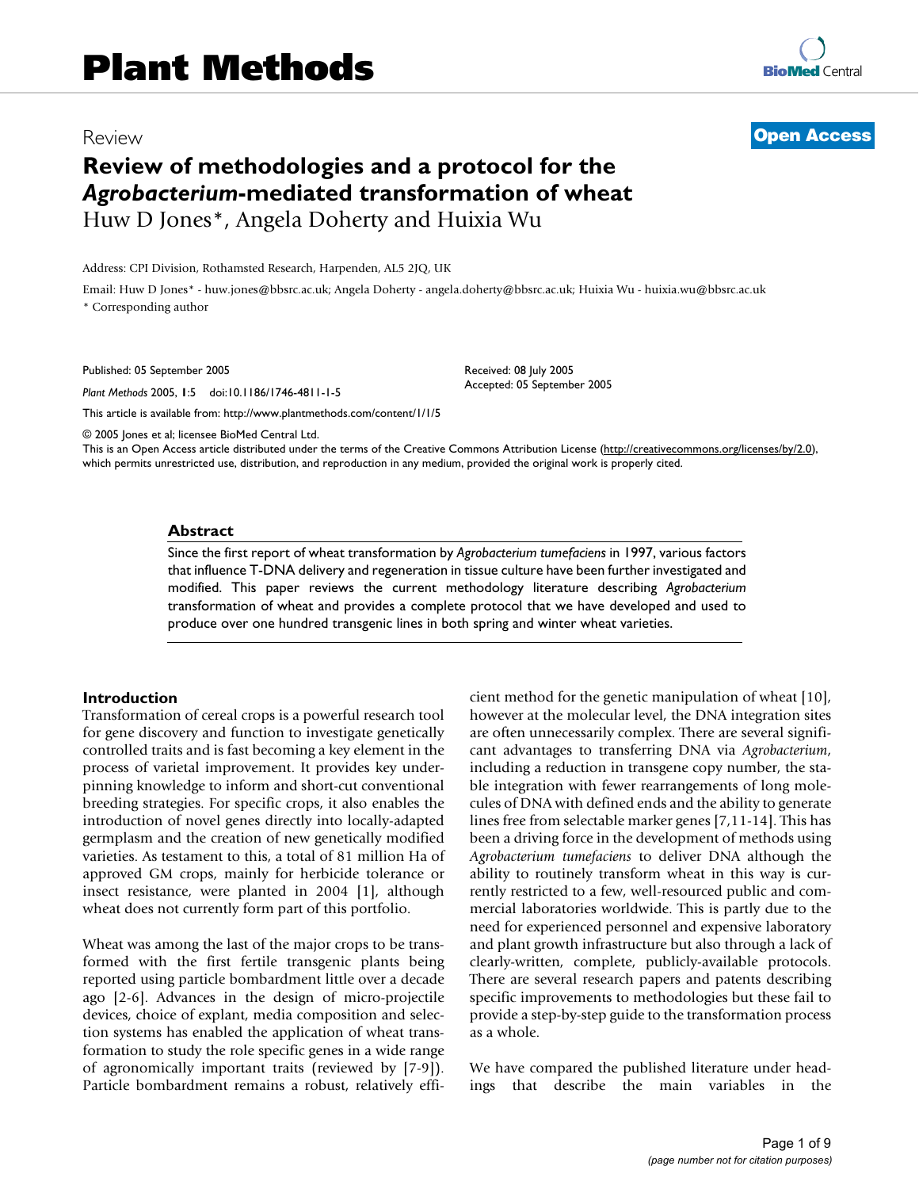Review

Open Access

# Review of methodologies and a protocol for the *Agrobacterium*-mediated transformation of wheat

Huw D Jones*, Angela Doherty and Huixia Wu

Address: CPI Division, Rothamsted Research, Harpenden, AL5 2JQ, UK

Email: Huw D Jones* - huw.jones@bbsrc.ac.uk; Angela Doherty - angela.doherty@bbsrc.ac.uk; Huixia Wu - huixia.wu@bbsrc.ac.uk

* Corresponding author

Published: 05 September 2005

*Plant Methods* 2005, **1**:5 doi:10.1186/1746-4811-1-5

Received: 08 July 2005
Accepted: 05 September 2005

This article is available from: http://www.plantmethods.com/content/1/1/5

© 2005 Jones et al; licensee BioMed Central Ltd.
This is an Open Access article distributed under the terms of the Creative Commons Attribution License (http://creativecommons.org/licenses/by/2.0), which permits unrestricted use, distribution, and reproduction in any medium, provided the original work is properly cited.

## Abstract

Since the first report of wheat transformation by *Agrobacterium tumefaciens* in 1997, various factors that influence T-DNA delivery and regeneration in tissue culture have been further investigated and modified. This paper reviews the current methodology literature describing *Agrobacterium* transformation of wheat and provides a complete protocol that we have developed and used to produce over one hundred transgenic lines in both spring and winter wheat varieties.

## Introduction

Transformation of cereal crops is a powerful research tool for gene discovery and function to investigate genetically controlled traits and is fast becoming a key element in the process of varietal improvement. It provides key underpinning knowledge to inform and short-cut conventional breeding strategies. For specific crops, it also enables the introduction of novel genes directly into locally-adapted germplasm and the creation of new genetically modified varieties. As testament to this, a total of 81 million Ha of approved GM crops, mainly for herbicide tolerance or insect resistance, were planted in 2004 [1], although wheat does not currently form part of this portfolio.

Wheat was among the last of the major crops to be transformed with the first fertile transgenic plants being reported using particle bombardment little over a decade ago [2-6]. Advances in the design of micro-projectile devices, choice of explant, media composition and selection systems has enabled the application of wheat transformation to study the role specific genes in a wide range of agronomically important traits (reviewed by [7-9]). Particle bombardment remains a robust, relatively efficient method for the genetic manipulation of wheat [10], however at the molecular level, the DNA integration sites are often unnecessarily complex. There are several significant advantages to transferring DNA via *Agrobacterium*, including a reduction in transgene copy number, the stable integration with fewer rearrangements of long molecules of DNA with defined ends and the ability to generate lines free from selectable marker genes [7,11-14]. This has been a driving force in the development of methods using *Agrobacterium tumefaciens* to deliver DNA although the ability to routinely transform wheat in this way is currently restricted to a few, well-resourced public and commercial laboratories worldwide. This is partly due to the need for experienced personnel and expensive laboratory and plant growth infrastructure but also through a lack of clearly-written, complete, publicly-available protocols. There are several research papers and patents describing specific improvements to methodologies but these fail to provide a step-by-step guide to the transformation process as a whole.

We have compared the published literature under headings that describe the main variables in the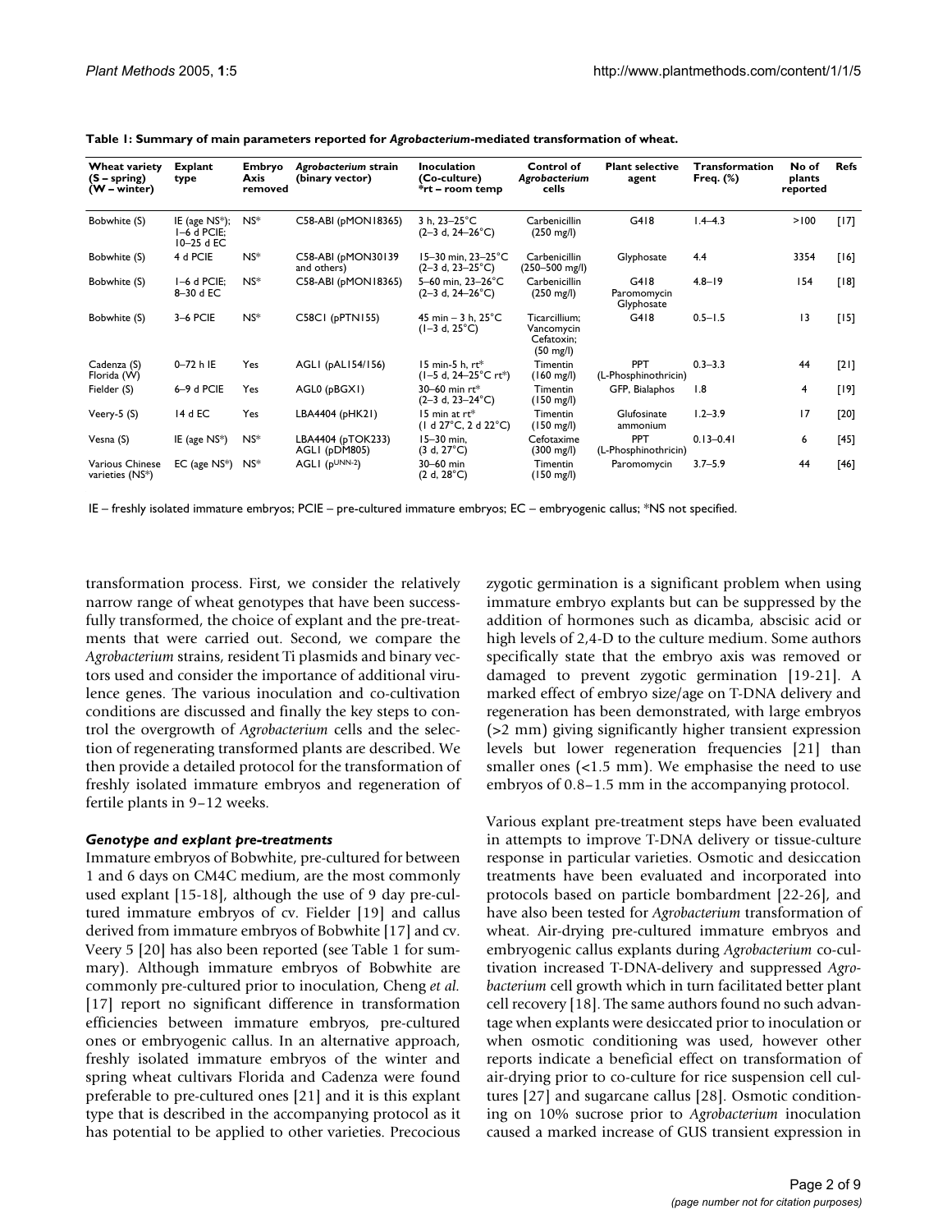**Table 1: Summary of main parameters reported for *Agrobacterium*-mediated transformation of wheat.**

| Wheat variety (S – spring) (W – winter) | Explant type | Embryo Axis removed | *Agrobacterium* strain (binary vector) | Inoculation (Co-culture) *rt – room temp | Control of *Agrobacterium* cells | Plant selective agent | Transformation Freq. (%) | No of plants reported | Refs |
|---|---|---|---|---|---|---|---|---|---|
| Bobwhite (S) | IE (age NS*); 1–6 d PCIE; 10–25 d EC | NS* | C58-ABI (pMON18365) | 3 h, 23–25°C (2–3 d, 24–26°C) | Carbenicillin (250 mg/l) | G418 | 1.4–4.3 | >100 | [17] |
| Bobwhite (S) | 4 d PCIE | NS* | C58-ABI (pMON30139 and others) | 15–30 min, 23–25°C (2–3 d, 23–25°C) | Carbenicillin (250–500 mg/l) | Glyphosate | 4.4 | 3354 | [16] |
| Bobwhite (S) | 1–6 d PCIE; 8–30 d EC | NS* | C58-ABI (pMON18365) | 5–60 min, 23–26°C (2–3 d, 24–26°C) | Carbenicillin (250 mg/l) | G418 Paromomycin Glyphosate | 4.8–19 | 154 | [18] |
| Bobwhite (S) | 3–6 PCIE | NS* | C58C1 (pPTN155) | 45 min – 3 h, 25°C (1–3 d, 25°C) | Ticarcillium; Vancomycin Cefatoxin; (50 mg/l) | G418 | 0.5–1.5 | 13 | [15] |
| Cadenza (S) Florida (W) | 0–72 h IE | Yes | AGL1 (pAL154/156) | 15 min-5 h, rt* (1–5 d, 24–25°C rt*) | Timentin (160 mg/l) | PPT (L-Phosphinothricin) | 0.3–3.3 | 44 | [21] |
| Fielder (S) | 6–9 d PCIE | Yes | AGL0 (pBGX1) | 30–60 min rt* (2–3 d, 23–24°C) | Timentin (150 mg/l) | GFP, Bialaphos | 1.8 | 4 | [19] |
| Veery-5 (S) | 14 d EC | Yes | LBA4404 (pHK21) | 15 min at rt* (1 d 27°C, 2 d 22°C) | Timentin (150 mg/l) | Glufosinate ammonium | 1.2–3.9 | 17 | [20] |
| Vesna (S) | IE (age NS*) | NS* | LBA4404 (pTOK233) AGL1 (pDM805) | 15–30 min, (3 d, 27°C) | Cefotaxime (300 mg/l) | PPT (L-Phosphinothricin) | 0.13–0.41 | 6 | [45] |
| Various Chinese varieties (NS*) | EC (age NS*) | NS* | AGL1 (p$^{UNN-2}$) | 30–60 min (2 d, 28°C) | Timentin (150 mg/l) | Paromomycin | 3.7–5.9 | 44 | [46] |

IE – freshly isolated immature embryos; PCIE – pre-cultured immature embryos; EC – embryogenic callus; *NS not specified.

transformation process. First, we consider the relatively narrow range of wheat genotypes that have been successfully transformed, the choice of explant and the pre-treatments that were carried out. Second, we compare the *Agrobacterium* strains, resident Ti plasmids and binary vectors used and consider the importance of additional virulence genes. The various inoculation and co-cultivation conditions are discussed and finally the key steps to control the overgrowth of *Agrobacterium* cells and the selection of regenerating transformed plants are described. We then provide a detailed protocol for the transformation of freshly isolated immature embryos and regeneration of fertile plants in 9–12 weeks.

### *Genotype and explant pre-treatments*

Immature embryos of Bobwhite, pre-cultured for between 1 and 6 days on CM4C medium, are the most commonly used explant [15-18], although the use of 9 day pre-cultured immature embryos of cv. Fielder [19] and callus derived from immature embryos of Bobwhite [17] and cv. Veery 5 [20] has also been reported (see Table 1 for summary). Although immature embryos of Bobwhite are commonly pre-cultured prior to inoculation, Cheng *et al.* [17] report no significant difference in transformation efficiencies between immature embryos, pre-cultured ones or embryogenic callus. In an alternative approach, freshly isolated immature embryos of the winter and spring wheat cultivars Florida and Cadenza were found preferable to pre-cultured ones [21] and it is this explant type that is described in the accompanying protocol as it has potential to be applied to other varieties. Precocious zygotic germination is a significant problem when using immature embryo explants but can be suppressed by the addition of hormones such as dicamba, abscisic acid or high levels of 2,4-D to the culture medium. Some authors specifically state that the embryo axis was removed or damaged to prevent zygotic germination [19-21]. A marked effect of embryo size/age on T-DNA delivery and regeneration has been demonstrated, with large embryos (>2 mm) giving significantly higher transient expression levels but lower regeneration frequencies [21] than smaller ones (<1.5 mm). We emphasise the need to use embryos of 0.8–1.5 mm in the accompanying protocol.

Various explant pre-treatment steps have been evaluated in attempts to improve T-DNA delivery or tissue-culture response in particular varieties. Osmotic and desiccation treatments have been evaluated and incorporated into protocols based on particle bombardment [22-26], and have also been tested for *Agrobacterium* transformation of wheat. Air-drying pre-cultured immature embryos and embryogenic callus explants during *Agrobacterium* co-cultivation increased T-DNA-delivery and suppressed *Agrobacterium* cell growth which in turn facilitated better plant cell recovery [18]. The same authors found no such advantage when explants were desiccated prior to inoculation or when osmotic conditioning was used, however other reports indicate a beneficial effect on transformation of air-drying prior to co-culture for rice suspension cell cultures [27] and sugarcane callus [28]. Osmotic conditioning on 10% sucrose prior to *Agrobacterium* inoculation caused a marked increase of GUS transient expression in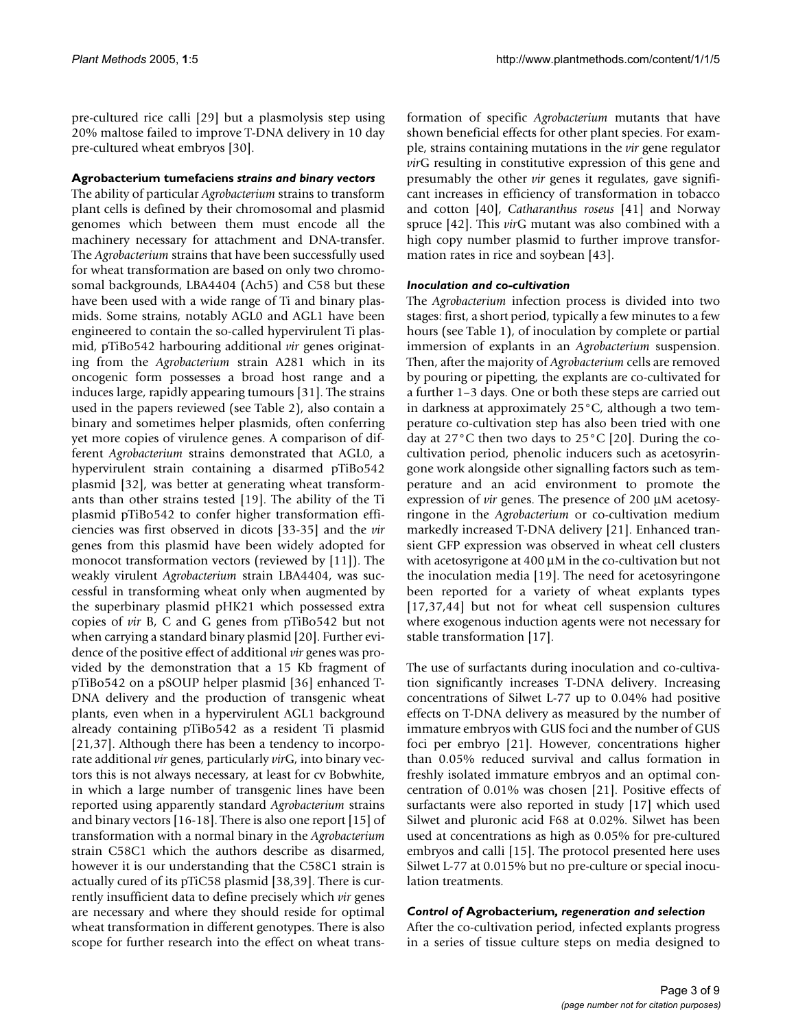pre-cultured rice calli [29] but a plasmolysis step using 20% maltose failed to improve T-DNA delivery in 10 day pre-cultured wheat embryos [30].

### Agrobacterium tumefaciens *strains and binary vectors*

The ability of particular *Agrobacterium* strains to transform plant cells is defined by their chromosomal and plasmid genomes which between them must encode all the machinery necessary for attachment and DNA-transfer. The *Agrobacterium* strains that have been successfully used for wheat transformation are based on only two chromosomal backgrounds, LBA4404 (Ach5) and C58 but these have been used with a wide range of Ti and binary plasmids. Some strains, notably AGL0 and AGL1 have been engineered to contain the so-called hypervirulent Ti plasmid, pTiBo542 harbouring additional *vir* genes originating from the *Agrobacterium* strain A281 which in its oncogenic form possesses a broad host range and a induces large, rapidly appearing tumours [31]. The strains used in the papers reviewed (see Table 2), also contain a binary and sometimes helper plasmids, often conferring yet more copies of virulence genes. A comparison of different *Agrobacterium* strains demonstrated that AGL0, a hypervirulent strain containing a disarmed pTiBo542 plasmid [32], was better at generating wheat transformants than other strains tested [19]. The ability of the Ti plasmid pTiBo542 to confer higher transformation efficiencies was first observed in dicots [33-35] and the *vir* genes from this plasmid have been widely adopted for monocot transformation vectors (reviewed by [11]). The weakly virulent *Agrobacterium* strain LBA4404, was successful in transforming wheat only when augmented by the superbinary plasmid pHK21 which possessed extra copies of *vir* B, C and G genes from pTiBo542 but not when carrying a standard binary plasmid [20]. Further evidence of the positive effect of additional *vir* genes was provided by the demonstration that a 15 Kb fragment of pTiBo542 on a pSOUP helper plasmid [36] enhanced T-DNA delivery and the production of transgenic wheat plants, even when in a hypervirulent AGL1 background already containing pTiBo542 as a resident Ti plasmid [21,37]. Although there has been a tendency to incorporate additional *vir* genes, particularly *vir*G, into binary vectors this is not always necessary, at least for cv Bobwhite, in which a large number of transgenic lines have been reported using apparently standard *Agrobacterium* strains and binary vectors [16-18]. There is also one report [15] of transformation with a normal binary in the *Agrobacterium* strain C58C1 which the authors describe as disarmed, however it is our understanding that the C58C1 strain is actually cured of its pTiC58 plasmid [38,39]. There is currently insufficient data to define precisely which *vir* genes are necessary and where they should reside for optimal wheat transformation in different genotypes. There is also scope for further research into the effect on wheat transformation of specific *Agrobacterium* mutants that have shown beneficial effects for other plant species. For example, strains containing mutations in the *vir* gene regulator *vir*G resulting in constitutive expression of this gene and presumably the other *vir* genes it regulates, gave significant increases in efficiency of transformation in tobacco and cotton [40], *Catharanthus roseus* [41] and Norway spruce [42]. This *vir*G mutant was also combined with a high copy number plasmid to further improve transformation rates in rice and soybean [43].

### *Inoculation and co-cultivation*

The *Agrobacterium* infection process is divided into two stages: first, a short period, typically a few minutes to a few hours (see Table 1), of inoculation by complete or partial immersion of explants in an *Agrobacterium* suspension. Then, after the majority of *Agrobacterium* cells are removed by pouring or pipetting, the explants are co-cultivated for a further 1–3 days. One or both these steps are carried out in darkness at approximately 25°C, although a two temperature co-cultivation step has also been tried with one day at 27°C then two days to 25°C [20]. During the co-cultivation period, phenolic inducers such as acetosyringone work alongside other signalling factors such as temperature and an acid environment to promote the expression of *vir* genes. The presence of 200 μM acetosyringone in the *Agrobacterium* or co-cultivation medium markedly increased T-DNA delivery [21]. Enhanced transient GFP expression was observed in wheat cell clusters with acetosyrigone at 400 μM in the co-cultivation but not the inoculation media [19]. The need for acetosyringone been reported for a variety of wheat explants types [17,37,44] but not for wheat cell suspension cultures where exogenous induction agents were not necessary for stable transformation [17].

The use of surfactants during inoculation and co-cultivation significantly increases T-DNA delivery. Increasing concentrations of Silwet L-77 up to 0.04% had positive effects on T-DNA delivery as measured by the number of immature embryos with GUS foci and the number of GUS foci per embryo [21]. However, concentrations higher than 0.05% reduced survival and callus formation in freshly isolated immature embryos and an optimal concentration of 0.01% was chosen [21]. Positive effects of surfactants were also reported in study [17] which used Silwet and pluronic acid F68 at 0.02%. Silwet has been used at concentrations as high as 0.05% for pre-cultured embryos and calli [15]. The protocol presented here uses Silwet L-77 at 0.015% but no pre-culture or special inoculation treatments.

### *Control of* Agrobacterium*, regeneration and selection*

After the co-cultivation period, infected explants progress in a series of tissue culture steps on media designed to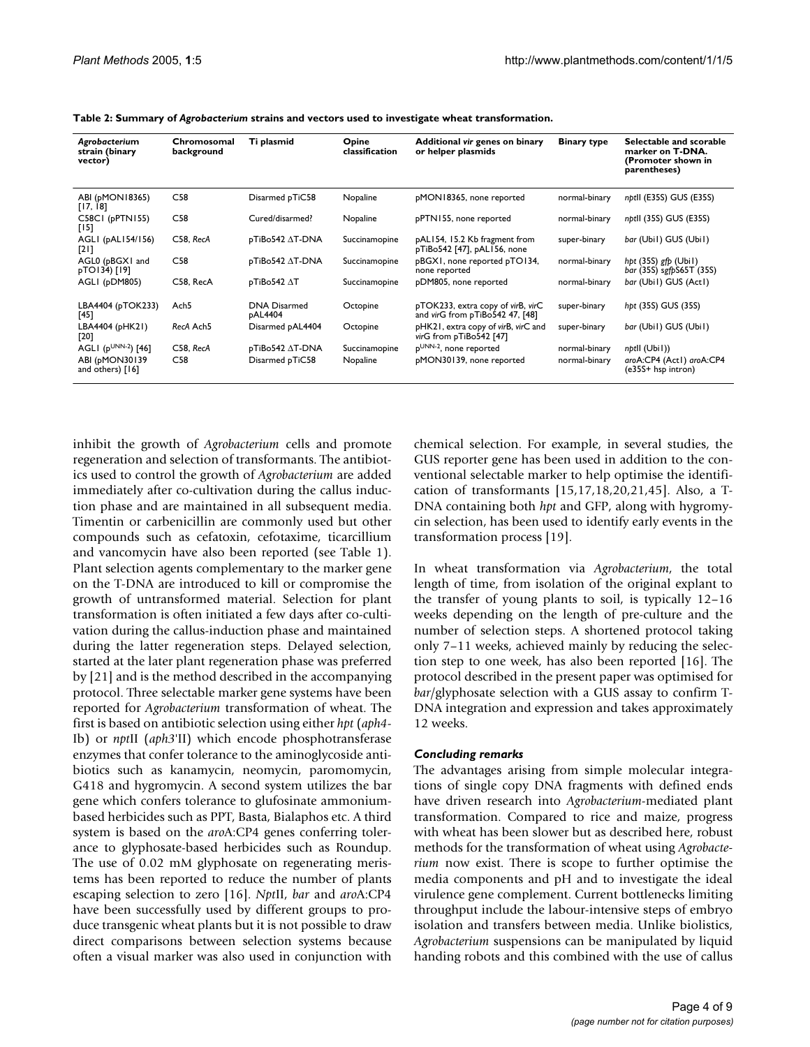**Table 2: Summary of *Agrobacterium* strains and vectors used to investigate wheat transformation.**

| *Agrobacterium* strain (binary vector) | Chromosomal background | Ti plasmid | Opine classification | Additional *vir* genes on binary or helper plasmids | Binary type | Selectable and scorable marker on T-DNA. (Promoter shown in parentheses) |
|---|---|---|---|---|---|---|
| ABI (pMON18365) [17, 18] | C58 | Disarmed pTiC58 | Nopaline | pMON18365, none reported | normal-binary | *npt*II (E35S) GUS (E35S) |
| C58C1 (pPTN155) [15] | C58 | Cured/disarmed? | Nopaline | pPTN155, none reported | normal-binary | *npt*II (35S) GUS (E35S) |
| AGL1 (pAL154/156) [21] | C58, *RecA* | pTiBo542 ΔT-DNA | Succinamopine | pAL154, 15.2 Kb fragment from pTiBo542 [47], pAL156, none | super-binary | *bar* (Ubi1) GUS (Ubi1) |
| AGL0 (pBGX1 and pTO134) [19] | C58 | pTiBo542 ΔT-DNA | Succinamopine | pBGX1, none reported pTO134, none reported | normal-binary | *hpt* (35S) *gfp* (Ubi1) *bar* (35S) s*gfp*S65T (35S) |
| AGL1 (pDM805) | C58, RecA | pTiBo542 ΔT | Succinamopine | pDM805, none reported | normal-binary | *bar* (Ubi1) GUS (Act1) |
| LBA4404 (pTOK233) [45] | Ach5 | DNA Disarmed pAL4404 | Octopine | pTOK233, extra copy of *vir*B, *vir*C and *vir*G from pTiBo542 47, [48] | super-binary | *hpt* (35S) GUS (35S) |
| LBA4404 (pHK21) [20] | *RecA* Ach5 | Disarmed pAL4404 | Octopine | pHK21, extra copy of *vir*B, *vir*C and *vir*G from pTiBo542 [47] | super-binary | *bar* (Ubi1) GUS (Ubi1) |
| AGL1 (p$^{UNN-2}$) [46] | C58, *RecA* | pTiBo542 ΔT-DNA | Succinamopine | p$^{UNN-2}$, none reported | normal-binary | *npt*II (Ubi1)) |
| ABI (pMON30139 and others) [16] | C58 | Disarmed pTiC58 | Nopaline | pMON30139, none reported | normal-binary | *aro*A:CP4 (Act1) *aro*A:CP4 (e35S+ hsp intron) |

inhibit the growth of *Agrobacterium* cells and promote regeneration and selection of transformants. The antibiotics used to control the growth of *Agrobacterium* are added immediately after co-cultivation during the callus induction phase and are maintained in all subsequent media. Timentin or carbenicillin are commonly used but other compounds such as cefatoxin, cefotaxime, ticarcillium and vancomycin have also been reported (see Table 1). Plant selection agents complementary to the marker gene on the T-DNA are introduced to kill or compromise the growth of untransformed material. Selection for plant transformation is often initiated a few days after co-cultivation during the callus-induction phase and maintained during the latter regeneration steps. Delayed selection, started at the later plant regeneration phase was preferred by [21] and is the method described in the accompanying protocol. Three selectable marker gene systems have been reported for *Agrobacterium* transformation of wheat. The first is based on antibiotic selection using either *hpt* (*aph4*-Ib) or *npt*II (*aph3*'II) which encode phosphotransferase enzymes that confer tolerance to the aminoglycoside antibiotics such as kanamycin, neomycin, paromomycin, G418 and hygromycin. A second system utilizes the bar gene which confers tolerance to glufosinate ammonium-based herbicides such as PPT, Basta, Bialaphos etc. A third system is based on the *aro*A:CP4 genes conferring tolerance to glyphosate-based herbicides such as Roundup. The use of 0.02 mM glyphosate on regenerating meristems has been reported to reduce the number of plants escaping selection to zero [16]. *Npt*II, *bar* and *aro*A:CP4 have been successfully used by different groups to produce transgenic wheat plants but it is not possible to draw direct comparisons between selection systems because often a visual marker was also used in conjunction with chemical selection. For example, in several studies, the GUS reporter gene has been used in addition to the conventional selectable marker to help optimise the identification of transformants [15,17,18,20,21,45]. Also, a T-DNA containing both *hpt* and GFP, along with hygromycin selection, has been used to identify early events in the transformation process [19].

In wheat transformation via *Agrobacterium*, the total length of time, from isolation of the original explant to the transfer of young plants to soil, is typically 12–16 weeks depending on the length of pre-culture and the number of selection steps. A shortened protocol taking only 7–11 weeks, achieved mainly by reducing the selection step to one week, has also been reported [16]. The protocol described in the present paper was optimised for *bar*/glyphosate selection with a GUS assay to confirm T-DNA integration and expression and takes approximately 12 weeks.

### *Concluding remarks*

The advantages arising from simple molecular integrations of single copy DNA fragments with defined ends have driven research into *Agrobacterium*-mediated plant transformation. Compared to rice and maize, progress with wheat has been slower but as described here, robust methods for the transformation of wheat using *Agrobacterium* now exist. There is scope to further optimise the media components and pH and to investigate the ideal virulence gene complement. Current bottlenecks limiting throughput include the labour-intensive steps of embryo isolation and transfers between media. Unlike biolistics, *Agrobacterium* suspensions can be manipulated by liquid handing robots and this combined with the use of callus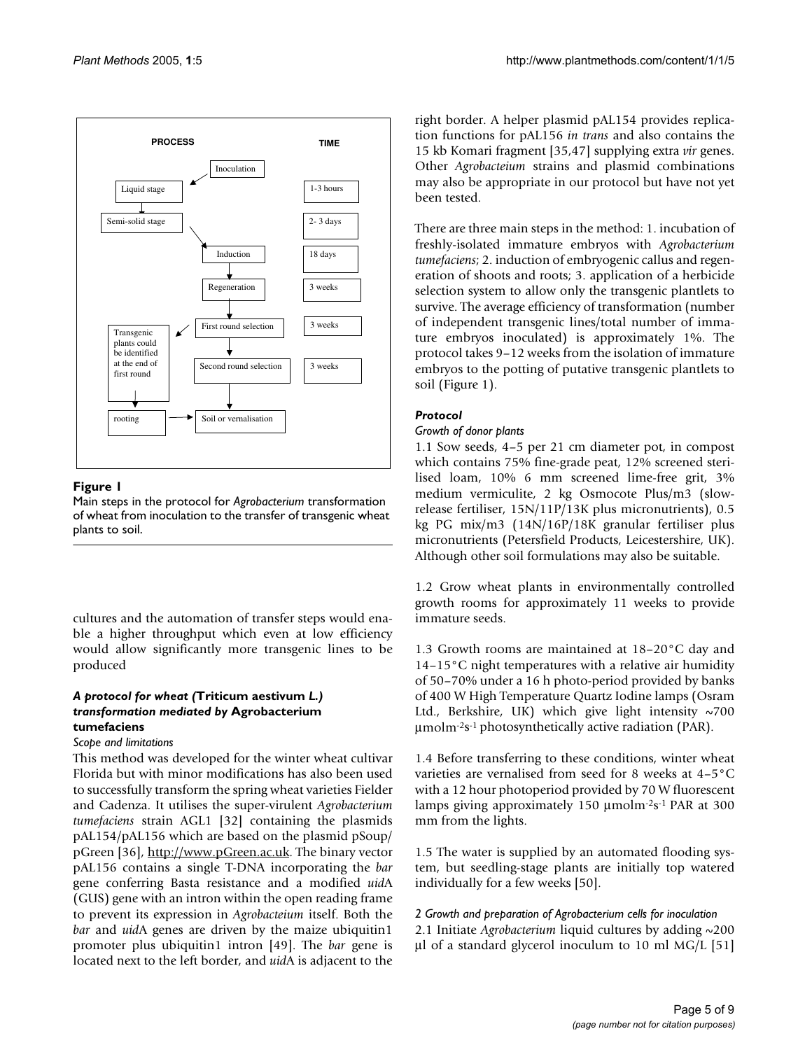**Figure 1**

Main steps in the protocol for *Agrobacterium* transformation of wheat from inoculation to the transfer of transgenic wheat plants to soil.

cultures and the automation of transfer steps would enable a higher throughput which even at low efficiency would allow significantly more transgenic lines to be produced

### *A protocol for wheat (*Triticum aestivum *L.) transformation mediated by* Agrobacterium tumefaciens

#### *Scope and limitations*

This method was developed for the winter wheat cultivar Florida but with minor modifications has also been used to successfully transform the spring wheat varieties Fielder and Cadenza. It utilises the super-virulent *Agrobacterium tumefaciens* strain AGL1 [32] containing the plasmids pAL154/pAL156 which are based on the plasmid pSoup/pGreen [36], http://www.pGreen.ac.uk. The binary vector pAL156 contains a single T-DNA incorporating the *bar* gene conferring Basta resistance and a modified *uid*A (GUS) gene with an intron within the open reading frame to prevent its expression in *Agrobaceium* itself. Both the *bar* and *uid*A genes are driven by the maize ubiquitin1 promoter plus ubiquitin1 intron [49]. The *bar* gene is located next to the left border, and *uid*A is adjacent to the right border. A helper plasmid pAL154 provides replication functions for pAL156 *in trans* and also contains the 15 kb Komari fragment [35,47] supplying extra *vir* genes. Other *Agrobacteium* strains and plasmid combinations may also be appropriate in our protocol but have not yet been tested.

There are three main steps in the method: 1. incubation of freshly-isolated immature embryos with *Agrobacterium tumefaciens*; 2. induction of embryogenic callus and regeneration of shoots and roots; 3. application of a herbicide selection system to allow only the transgenic plantlets to survive. The average efficiency of transformation (number of independent transgenic lines/total number of immature embryos inoculated) is approximately 1%. The protocol takes 9–12 weeks from the isolation of immature embryos to the potting of putative transgenic plantlets to soil (Figure 1).

### *Protocol*

#### *Growth of donor plants*

1.1 Sow seeds, 4–5 per 21 cm diameter pot, in compost which contains 75% fine-grade peat, 12% screened sterilised loam, 10% 6 mm screened lime-free grit, 3% medium vermiculite, 2 kg Osmocote Plus/m3 (slow-release fertiliser, 15N/11P/13K plus micronutrients), 0.5 kg PG mix/m3 (14N/16P/18K granular fertiliser plus micronutrients (Petersfield Products, Leicestershire, UK). Although other soil formulations may also be suitable.

1.2 Grow wheat plants in environmentally controlled growth rooms for approximately 11 weeks to provide immature seeds.

1.3 Growth rooms are maintained at 18–20°C day and 14–15°C night temperatures with a relative air humidity of 50–70% under a 16 h photo-period provided by banks of 400 W High Temperature Quartz Iodine lamps (Osram Ltd., Berkshire, UK) which give light intensity ~700 $\mu molm^{-2}s^{-1}$ photosynthetically active radiation (PAR).

1.4 Before transferring to these conditions, winter wheat varieties are vernalised from seed for 8 weeks at 4–5°C with a 12 hour photoperiod provided by 70 W fluorescent lamps giving approximately 150 $\mu molm^{-2}s^{-1}$ PAR at 300 mm from the lights.

1.5 The water is supplied by an automated flooding system, but seedling-stage plants are initially top watered individually for a few weeks [50].

#### *2 Growth and preparation of Agrobacterium cells for inoculation*

2.1 Initiate *Agrobacterium* liquid cultures by adding ~200 μl of a standard glycerol inoculum to 10 ml MG/L [51]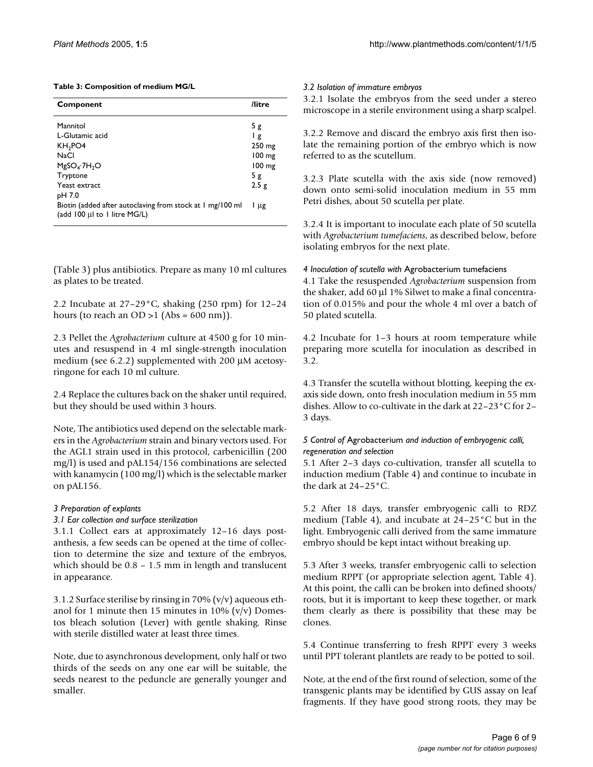**Table 3: Composition of medium MG/L**

| Component | /litre |
| --- | --- |
| Mannitol | 5 g |
| L-Glutamic acid | 1 g |
| $KH_2PO4$ | 250 mg |
| NaCl | 100 mg |
| $MgSO_4 \cdot 7H_2O$ | 100 mg |
| Tryptone | 5 g |
| Yeast extract | 2.5 g |
| pH 7.0 | |
| Biotin (added after autoclaving from stock at 1 mg/100 ml (add 100 μl to 1 litre MG/L) | 1 μg |

(Table 3) plus antibiotics. Prepare as many 10 ml cultures as plates to be treated.

2.2 Incubate at 27–29°C, shaking (250 rpm) for 12–24 hours (to reach an OD >1 (Abs = 600 nm)).

2.3 Pellet the *Agrobacterium* culture at 4500 g for 10 minutes and resuspend in 4 ml single-strength inoculation medium (see 6.2.2) supplemented with 200 μM acetosyringone for each 10 ml culture.

2.4 Replace the cultures back on the shaker until required, but they should be used within 3 hours.

Note, The antibiotics used depend on the selectable markers in the *Agrobacterium* strain and binary vectors used. For the AGL1 strain used in this protocol, carbenicillin (200 mg/l) is used and pAL154/156 combinations are selected with kanamycin (100 mg/l) which is the selectable marker on pAL156.

*3 Preparation of explants*

*3.1 Ear collection and surface sterilization*

3.1.1 Collect ears at approximately 12–16 days post-anthesis, a few seeds can be opened at the time of collection to determine the size and texture of the embryos, which should be 0.8 – 1.5 mm in length and translucent in appearance.

3.1.2 Surface sterilise by rinsing in 70% (v/v) aqueous ethanol for 1 minute then 15 minutes in 10% (v/v) Domestos bleach solution (Lever) with gentle shaking. Rinse with sterile distilled water at least three times.

Note, due to asynchronous development, only half or two thirds of the seeds on any one ear will be suitable, the seeds nearest to the peduncle are generally younger and smaller.

*3.2 Isolation of immature embryos*

3.2.1 Isolate the embryos from the seed under a stereo microscope in a sterile environment using a sharp scalpel.

3.2.2 Remove and discard the embryo axis first then isolate the remaining portion of the embryo which is now referred to as the scutellum.

3.2.3 Plate scutella with the axis side (now removed) down onto semi-solid inoculation medium in 55 mm Petri dishes, about 50 scutella per plate.

3.2.4 It is important to inoculate each plate of 50 scutella with *Agrobacterium tumefaciens*, as described below, before isolating embryos for the next plate.

*4 Inoculation of scutella with* Agrobacterium tumefaciens

4.1 Take the resuspended *Agrobacterium* suspension from the shaker, add 60 μl 1% Silwet to make a final concentration of 0.015% and pour the whole 4 ml over a batch of 50 plated scutella.

4.2 Incubate for 1–3 hours at room temperature while preparing more scutella for inoculation as described in 3.2.

4.3 Transfer the scutella without blotting, keeping the ex-axis side down, onto fresh inoculation medium in 55 mm dishes. Allow to co-cultivate in the dark at 22–23°C for 2–3 days.

*5 Control of* Agrobacterium *and induction of embryogenic calli, regeneration and selection*

5.1 After 2–3 days co-cultivation, transfer all scutella to induction medium (Table 4) and continue to incubate in the dark at 24–25°C.

5.2 After 18 days, transfer embryogenic calli to RDZ medium (Table 4), and incubate at 24–25°C but in the light. Embryogenic calli derived from the same immature embryo should be kept intact without breaking up.

5.3 After 3 weeks, transfer embryogenic calli to selection medium RPPT (or appropriate selection agent, Table 4). At this point, the calli can be broken into defined shoots/roots, but it is important to keep these together, or mark them clearly as there is possibility that these may be clones.

5.4 Continue transferring to fresh RPPT every 3 weeks until PPT tolerant plantlets are ready to be potted to soil.

Note, at the end of the first round of selection, some of the transgenic plants may be identified by GUS assay on leaf fragments. If they have good strong roots, they may be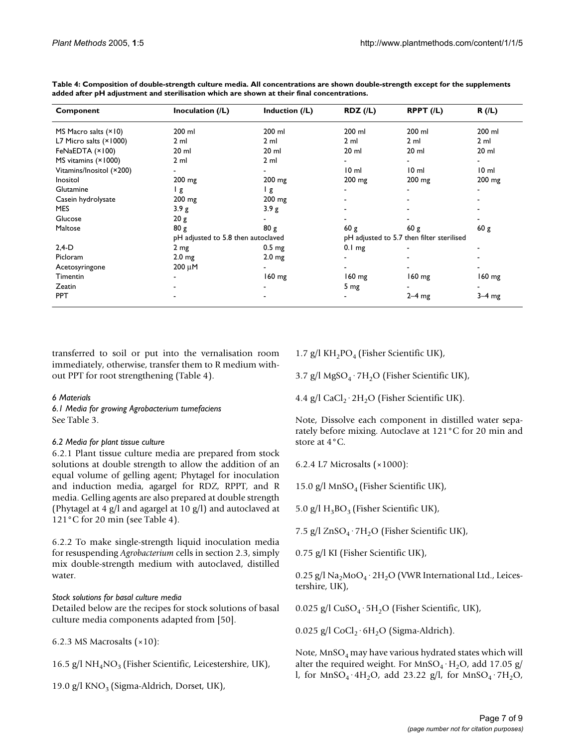**Table 4: Composition of double-strength culture media. All concentrations are shown double-strength except for the supplements added after pH adjustment and sterilisation which are shown at their final concentrations.**

| Component | Inoculation (/L) | Induction (/L) | RDZ (/L) | RPPT (/L) | R (/L) |
|---|---|---|---|---|---|
| MS Macro salts (×10) | 200 ml | 200 ml | 200 ml | 200 ml | 200 ml |
| L7 Micro salts (×1000) | 2 ml | 2 ml | 2 ml | 2 ml | 2 ml |
| FeNaEDTA (×100) | 20 ml | 20 ml | 20 ml | 20 ml | 20 ml |
| MS vitamins (×1000) | 2 ml | 2 ml | - | - | - |
| Vitamins/Inositol (×200) | - | - | 10 ml | 10 ml | 10 ml |
| Inositol | 200 mg | 200 mg | 200 mg | 200 mg | 200 mg |
| Glutamine | 1 g | 1 g | - | - | - |
| Casein hydrolysate | 200 mg | 200 mg | - | - | - |
| MES | 3.9 g | 3.9 g | - | - | - |
| Glucose | 20 g | - | - | - | - |
| Maltose | 80 g | 80 g | 60 g | 60 g | 60 g |
| | pH adjusted to 5.8 then autoclaved | | pH adjusted to 5.7 then filter sterilised | | |
| 2,4-D | 2 mg | 0.5 mg | 0.1 mg | - | - |
| Picloram | 2.0 mg | 2.0 mg | - | - | - |
| Acetosyringone | 200 μM | - | - | - | - |
| Timentin | - | 160 mg | 160 mg | 160 mg | 160 mg |
| Zeatin | - | - | 5 mg | - | - |
| PPT | - | - | - | 2–4 mg | 3–4 mg |

transferred to soil or put into the vernalisation room immediately, otherwise, transfer them to R medium without PPT for root strengthening (Table 4).

*6 Materials*

*6.1 Media for growing Agrobacterium tumefaciens*

See Table 3.

*6.2 Media for plant tissue culture*

6.2.1 Plant tissue culture media are prepared from stock solutions at double strength to allow the addition of an equal volume of gelling agent; Phytagel for inoculation and induction media, agargel for RDZ, RPPT, and R media. Gelling agents are also prepared at double strength (Phytagel at 4 g/l and agargel at 10 g/l) and autoclaved at 121°C for 20 min (see Table 4).

6.2.2 To make single-strength liquid inoculation media for resuspending *Agrobacterium* cells in section 2.3, simply mix double-strength medium with autoclaved, distilled water.

*Stock solutions for basal culture media*

Detailed below are the recipes for stock solutions of basal culture media components adapted from [50].

6.2.3 MS Macrosalts (×10):

16.5 g/l $NH_4NO_3$ (Fisher Scientific, Leicestershire, UK),

19.0 g/l $KNO_3$ (Sigma-Aldrich, Dorset, UK),

1.7 g/l $KH_2PO_4$ (Fisher Scientific UK),

3.7 g/l $MgSO_4 \cdot 7H_2O$ (Fisher Scientific UK),

4.4 g/l $CaCl_2 \cdot 2H_2O$ (Fisher Scientific UK).

Note, Dissolve each component in distilled water separately before mixing. Autoclave at 121°C for 20 min and store at 4°C.

6.2.4 L7 Microsalts (×1000):

15.0 g/l $MnSO_4$ (Fisher Scientific UK),

5.0 g/l $H_3BO_3$ (Fisher Scientific UK),

7.5 g/l $ZnSO_4 \cdot 7H_2O$ (Fisher Scientific UK),

0.75 g/l KI (Fisher Scientific UK),

0.25 g/l $Na_2MoO_4 \cdot 2H_2O$ (VWR International Ltd., Leicestershire, UK),

0.025 g/l $CuSO_4 \cdot 5H_2O$ (Fisher Scientific, UK),

0.025 g/l $CoCl_2 \cdot 6H_2O$ (Sigma-Aldrich).

Note, $MnSO_4$ may have various hydrated states which will alter the required weight. For $MnSO_4 \cdot H_2O$, add 17.05 g/l, for $MnSO_4 \cdot 4H_2O$, add 23.22 g/l, for $MnSO_4 \cdot 7H_2O$,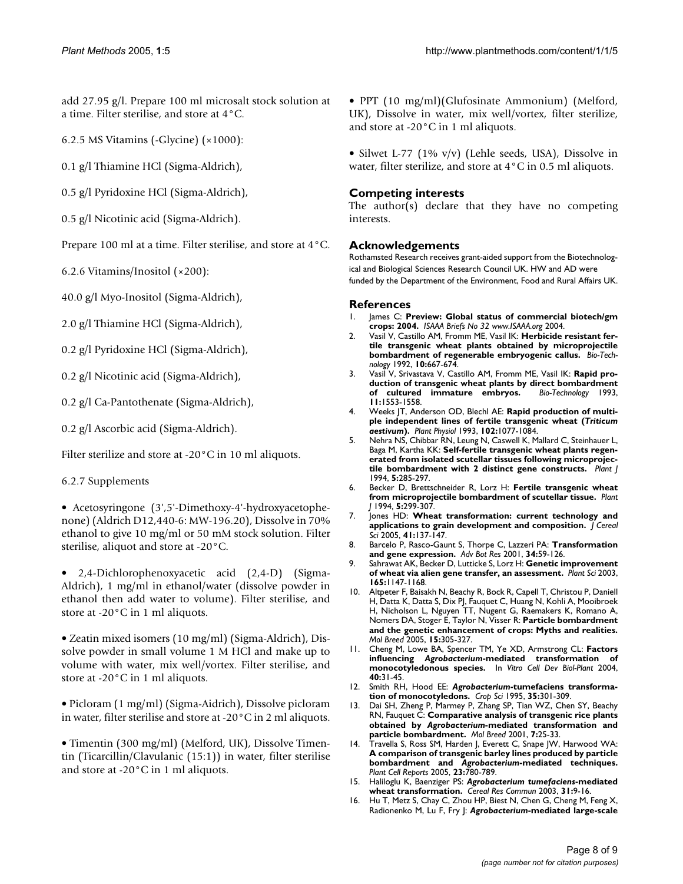add 27.95 g/l. Prepare 100 ml microsalt stock solution at a time. Filter sterilise, and store at 4°C.

6.2.5 MS Vitamins (-Glycine) (×1000):

0.1 g/l Thiamine HCl (Sigma-Aldrich),

0.5 g/l Pyridoxine HCl (Sigma-Aldrich),

0.5 g/l Nicotinic acid (Sigma-Aldrich).

Prepare 100 ml at a time. Filter sterilise, and store at 4°C.

6.2.6 Vitamins/Inositol (×200):

40.0 g/l Myo-Inositol (Sigma-Aldrich),

2.0 g/l Thiamine HCl (Sigma-Aldrich),

0.2 g/l Pyridoxine HCl (Sigma-Aldrich),

0.2 g/l Nicotinic acid (Sigma-Aldrich),

0.2 g/l Ca-Pantothenate (Sigma-Aldrich),

0.2 g/l Ascorbic acid (Sigma-Aldrich).

Filter sterilize and store at -20°C in 10 ml aliquots.

6.2.7 Supplements

- Acetosyringone (3',5'-Dimethoxy-4'-hydroxyacetophenone) (Aldrich D12,440-6: MW-196.20), Dissolve in 70% ethanol to give 10 mg/ml or 50 mM stock solution. Filter sterilise, aliquot and store at -20°C.

- 2,4-Dichlorophenoxyacetic acid (2,4-D) (Sigma-Aldrich), 1 mg/ml in ethanol/water (dissolve powder in ethanol then add water to volume). Filter sterilise, and store at -20°C in 1 ml aliquots.

- Zeatin mixed isomers (10 mg/ml) (Sigma-Aldrich), Dissolve powder in small volume 1 M HCl and make up to volume with water, mix well/vortex. Filter sterilise, and store at -20°C in 1 ml aliquots.

- Picloram (1 mg/ml) (Sigma-Aidrich), Dissolve picloram in water, filter sterilise and store at -20°C in 2 ml aliquots.

- Timentin (300 mg/ml) (Melford, UK), Dissolve Timentin (Ticarcillin/Clavulanic (15:1)) in water, filter sterilise and store at -20°C in 1 ml aliquots.

- PPT (10 mg/ml)(Glufosinate Ammonium) (Melford, UK), Dissolve in water, mix well/vortex, filter sterilize, and store at -20°C in 1 ml aliquots.

- Silwet L-77 (1% v/v) (Lehle seeds, USA), Dissolve in water, filter sterilize, and store at 4°C in 0.5 ml aliquots.

## Competing interests

The author(s) declare that they have no competing interests.

## Acknowledgements

Rothamsted Research receives grant-aided support from the Biotechnological and Biological Sciences Research Council UK. HW and AD were funded by the Department of the Environment, Food and Rural Affairs UK.

## References

1. James C: **Preview: Global status of commercial biotech/gm crops: 2004.** *ISAAA Briefs No 32 www.ISAAA.org* 2004.
2. Vasil V, Castillo AM, Fromm ME, Vasil IK: **Herbicide resistant fertile transgenic wheat plants obtained by microprojectile bombardment of regenerable embryogenic callus.** *Bio-Technology* 1992, **10:**667-674.
3. Vasil V, Srivastava V, Castillo AM, Fromm ME, Vasil IK: **Rapid production of transgenic wheat plants by direct bombardment of cultured immature embryos.** *Bio-Technology* 1993, **11:**1553-1558.
4. Weeks JT, Anderson OD, Blechl AE: **Rapid production of multiple independent lines of fertile transgenic wheat (*Triticum aestivum*).** *Plant Physiol* 1993, **102:**1077-1084.
5. Nehra NS, Chibbar RN, Leung N, Caswell K, Mallard C, Steinhauer L, Baga M, Kartha KK: **Self-fertile transgenic wheat plants regenerated from isolated scutellar tissues following microprojectile bombardment with 2 distinct gene constructs.** *Plant J* 1994, **5:**285-297.
6. Becker D, Brettschneider R, Lorz H: **Fertile transgenic wheat from microprojectile bombardment of scutellar tissue.** *Plant J* 1994, **5:**299-307.
7. Jones HD: **Wheat transformation: current technology and applications to grain development and composition.** *J Cereal Sci* 2005, **41:**137-147.
8. Barcelo P, Rasco-Gaunt S, Thorpe C, Lazzeri PA: **Transformation and gene expression.** *Adv Bot Res* 2001, **34:**59-126.
9. Sahrawat AK, Becker D, Lutticke S, Lorz H: **Genetic improvement of wheat via alien gene transfer, an assessment.** *Plant Sci* 2003, **165:**1147-1168.
10. Altpeter F, Baisakh N, Beachy R, Bock R, Capell T, Christou P, Daniell H, Datta K, Datta S, Dix PJ, Fauquet C, Huang N, Kohli A, Mooibroek H, Nicholson L, Nguyen TT, Nugent G, Raemakers K, Romano A, Nomers DA, Stoger E, Taylor N, Visser R: **Particle bombardment and the genetic enhancement of crops: Myths and realities.** *Mol Breed* 2005, **15:**305-327.
11. Cheng M, Lowe BA, Spencer TM, Ye XD, Armstrong CL: **Factors influencing *Agrobacterium*-mediated transformation of monocotyledonous species.** In *Vitro Cell Dev Biol-Plant* 2004, **40:**31-45.
12. Smith RH, Hood EE: ***Agrobacterium*-tumefaciens transformation of monocotyledons.** *Crop Sci* 1995, **35:**301-309.
13. Dai SH, Zheng P, Marmey P, Zhang SP, Tian WZ, Chen SY, Beachy RN, Fauquet C: **Comparative analysis of transgenic rice plants obtained by *Agrobacterium*-mediated transformation and particle bombardment.** *Mol Breed* 2001, **7:**25-33.
14. Travella S, Ross SM, Harden J, Everett C, Snape JW, Harwood WA: **A comparison of transgenic barley lines produced by particle bombardment and *Agrobacterium*-mediated techniques.** *Plant Cell Reports* 2005, **23:**780-789.
15. Haliloglu K, Baenziger PS: ***Agrobacterium tumefaciens*-mediated wheat transformation.** *Cereal Res Commun* 2003, **31:**9-16.
16. Hu T, Metz S, Chay C, Zhou HP, Biest N, Chen G, Cheng M, Feng X, Radionenko M, Lu F, Fry J: ***Agrobacterium*-mediated large-scale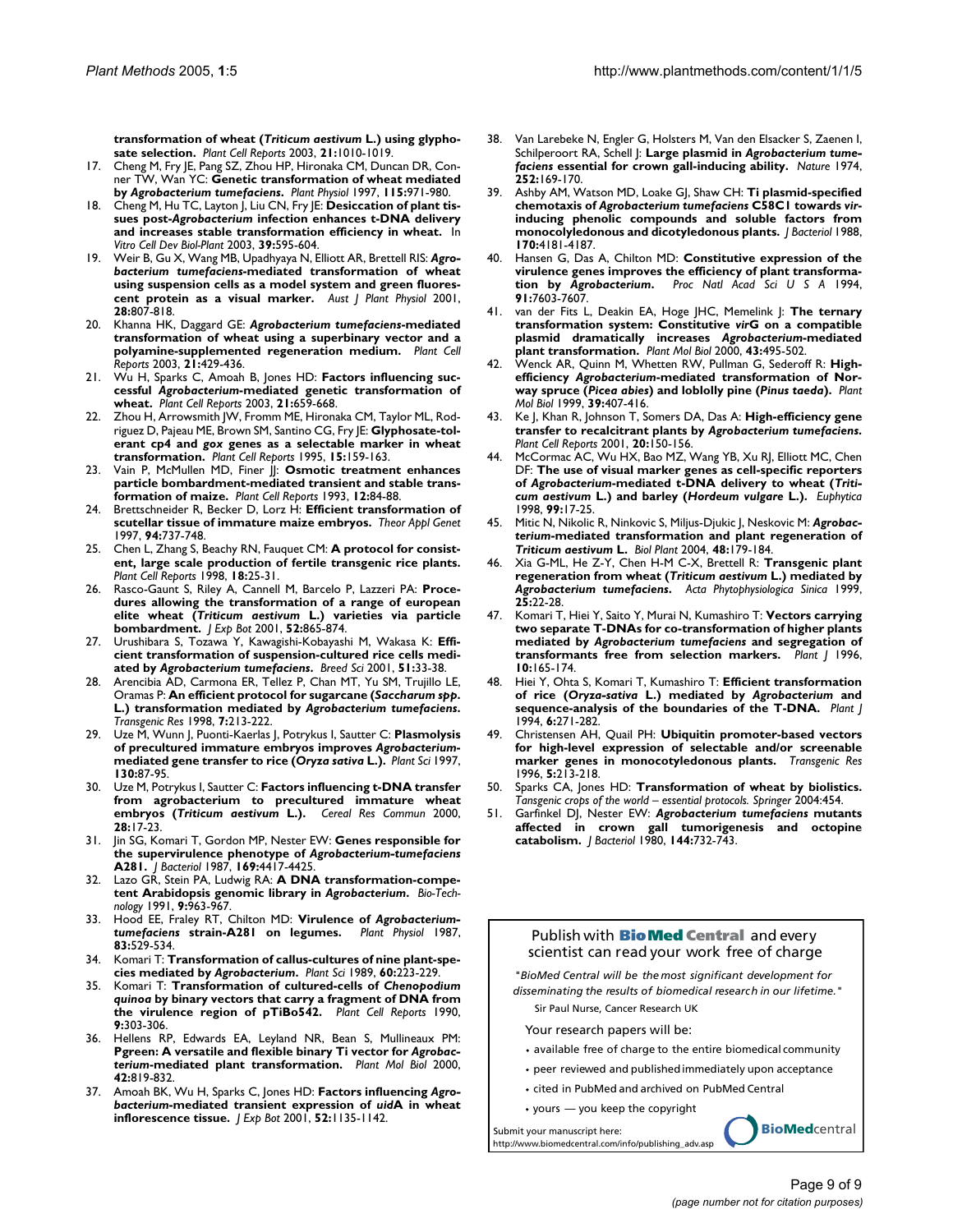**transformation of wheat (*Triticum aestivum* L.) using glyphosate selection.** *Plant Cell Reports* 2003, **21:**1010-1019.

17. Cheng M, Fry JE, Pang SZ, Zhou HP, Hironaka CM, Duncan DR, Conner TW, Wan YC: **Genetic transformation of wheat mediated by *Agrobacterium tumefaciens*.** *Plant Physiol* 1997, **115:**971-980.
18. Cheng M, Hu TC, Layton J, Liu CN, Fry JE: **Desiccation of plant tissues post-*Agrobacterium* infection enhances t-DNA delivery and increases stable transformation efficiency in wheat.** *In Vitro Cell Dev Biol-Plant* 2003, **39:**595-604.
19. Weir B, Gu X, Wang MB, Upadhyaya N, Elliott AR, Brettell RIS: ***Agrobacterium tumefaciens*-mediated transformation of wheat using suspension cells as a model system and green fluorescent protein as a visual marker.** *Aust J Plant Physiol* 2001, **28:**807-818.
20. Khanna HK, Daggard GE: ***Agrobacterium tumefaciens*-mediated transformation of wheat using a superbinary vector and a polyamine-supplemented regeneration medium.** *Plant Cell Reports* 2003, **21:**429-436.
21. Wu H, Sparks C, Amoah B, Jones HD: **Factors influencing successful *Agrobacterium*-mediated genetic transformation of wheat.** *Plant Cell Reports* 2003, **21:**659-668.
22. Zhou H, Arrowsmith JW, Fromm ME, Hironaka CM, Taylor ML, Rodriguez D, Pajeau ME, Brown SM, Santino CG, Fry JE: **Glyphosate-tolerant cp4 and *gox* genes as a selectable marker in wheat transformation.** *Plant Cell Reports* 1995, **15:**159-163.
23. Vain P, McMullen MD, Finer JJ: **Osmotic treatment enhances particle bombardment-mediated transient and stable transformation of maize.** *Plant Cell Reports* 1993, **12:**84-88.
24. Brettschneider R, Becker D, Lorz H: **Efficient transformation of scutellar tissue of immature maize embryos.** *Theor Appl Genet* 1997, **94:**737-748.
25. Chen L, Zhang S, Beachy RN, Fauquet CM: **A protocol for consistent, large scale production of fertile transgenic rice plants.** *Plant Cell Reports* 1998, **18:**25-31.
26. Rasco-Gaunt S, Riley A, Cannell M, Barcelo P, Lazzeri PA: **Procedures allowing the transformation of a range of european elite wheat (*Triticum aestivum* L.) varieties via particle bombardment.** *J Exp Bot* 2001, **52:**865-874.
27. Urushibara S, Tozawa Y, Kawagishi-Kobayashi M, Wakasa K: **Efficient transformation of suspension-cultured rice cells mediated by *Agrobacterium tumefaciens*.** *Breed Sci* 2001, **51:**33-38.
28. Arencibia AD, Carmona ER, Tellez P, Chan MT, Yu SM, Trujillo LE, Oramas P: **An efficient protocol for sugarcane (*Saccharum spp.* L.) transformation mediated by *Agrobacterium tumefaciens*.** *Transgenic Res* 1998, **7:**213-222.
29. Uze M, Wunn J, Puonti-Kaerlas J, Potrykus I, Sautter C: **Plasmolysis of precultured immature embryos improves *Agrobacterium*-mediated gene transfer to rice (*Oryza sativa* L.).** *Plant Sci* 1997, **130:**87-95.
30. Uze M, Potrykus I, Sautter C: **Factors influencing t-DNA transfer from agrobacterium to precultured immature wheat embryos (*Triticum aestivum* L.).** *Cereal Res Commun* 2000, **28:**17-23.
31. Jin SG, Komari T, Gordon MP, Nester EW: **Genes responsible for the supervirulence phenotype of *Agrobacterium-tumefaciens* A281.** *J Bacteriol* 1987, **169:**4417-4425.
32. Lazo GR, Stein PA, Ludwig RA: **A DNA transformation-competent Arabidopsis genomic library in *Agrobacterium*.** *Bio-Technology* 1991, **9:**963-967.
33. Hood EE, Fraley RT, Chilton MD: **Virulence of *Agrobacterium-tumefaciens* strain-A281 on legumes.** *Plant Physiol* 1987, **83:**529-534.
34. Komari T: **Transformation of callus-cultures of nine plant-species mediated by *Agrobacterium*.** *Plant Sci* 1989, **60:**223-229.
35. Komari T: **Transformation of cultured-cells of *Chenopodium quinoa* by binary vectors that carry a fragment of DNA from the virulence region of pTiBo542.** *Plant Cell Reports* 1990, **9:**303-306.
36. Hellens RP, Edwards EA, Leyland NR, Bean S, Mullineaux PM: **Pgreen: A versatile and flexible binary Ti vector for *Agrobacterium*-mediated plant transformation.** *Plant Mol Biol* 2000, **42:**819-832.
37. Amoah BK, Wu H, Sparks C, Jones HD: **Factors influencing *Agrobacterium*-mediated transient expression of *uid*A in wheat inflorescence tissue.** *J Exp Bot* 2001, **52:**1135-1142.
38. Van Larebeke N, Engler G, Holsters M, Van den Elsacker S, Zaenen I, Schilperoort RA, Schell J: **Large plasmid in *Agrobacterium tumefaciens* essential for crown gall-inducing ability.** *Nature* 1974, **252:**169-170.
39. Ashby AM, Watson MD, Loake GJ, Shaw CH: **Ti plasmid-specified chemotaxis of *Agrobacterium tumefaciens* C58C1 towards *vir*-inducing phenolic compounds and soluble factors from monocolyledonous and dicotyledonous plants.** *J Bacteriol* 1988, **170:**4181-4187.
40. Hansen G, Das A, Chilton MD: **Constitutive expression of the virulence genes improves the efficiency of plant transformation by *Agrobacterium*.** *Proc Natl Acad Sci U S A* 1994, **91:**7603-7607.
41. van der Fits L, Deakin EA, Hoge JHC, Memelink J: **The ternary transformation system: Constitutive *vir*G on a compatible plasmid dramatically increases *Agrobacterium*-mediated plant transformation.** *Plant Mol Biol* 2000, **43:**495-502.
42. Wenck AR, Quinn M, Whetten RW, Pullman G, Sederoff R: **High-efficiency *Agrobacterium*-mediated transformation of Norway spruce (*Picea abies*) and loblolly pine (*Pinus taeda*).** *Plant Mol Biol* 1999, **39:**407-416.
43. Ke J, Khan R, Johnson T, Somers DA, Das A: **High-efficiency gene transfer to recalcitrant plants by *Agrobacterium tumefaciens*.** *Plant Cell Reports* 2001, **20:**150-156.
44. McCormac AC, Wu HX, Bao MZ, Wang YB, Xu RJ, Elliott MC, Chen DF: **The use of visual marker genes as cell-specific reporters of *Agrobacterium*-mediated t-DNA delivery to wheat (*Triticum aestivum* L.) and barley (*Hordeum vulgare* L.).** *Euphytica* 1998, **99:**17-25.
45. Mitic N, Nikolic R, Ninkovic S, Miljus-Djukic J, Neskovic M: ***Agrobacterium*-mediated transformation and plant regeneration of *Triticum aestivum* L.** *Biol Plant* 2004, **48:**179-184.
46. Xia G-ML, He Z-Y, Chen H-M C-X, Brettell R: **Transgenic plant regeneration from wheat (*Triticum aestivum* L.) mediated by *Agrobacterium tumefaciens*.** *Acta Phytophysiologica Sinica* 1999, **25:**22-28.
47. Komari T, Hiei Y, Saito Y, Murai N, Kumashiro T: **Vectors carrying two separate T-DNAs for co-transformation of higher plants mediated by *Agrobacterium tumefaciens* and segregation of transformants free from selection markers.** *Plant J* 1996, **10:**165-174.
48. Hiei Y, Ohta S, Komari T, Kumashiro T: **Efficient transformation of rice (*Oryza-sativa* L.) mediated by *Agrobacterium* and sequence-analysis of the boundaries of the T-DNA.** *Plant J* 1994, **6:**271-282.
49. Christensen AH, Quail PH: **Ubiquitin promoter-based vectors for high-level expression of selectable and/or screenable marker genes in monocotyledonous plants.** *Transgenic Res* 1996, **5:**213-218.
50. Sparks CA, Jones HD: **Transformation of wheat by biolistics.** *Tansgenic crops of the world – essential protocols. Springer* 2004:454.
51. Garfinkel DJ, Nester EW: ***Agrobacterium tumefaciens* mutants affected in crown gall tumorigenesis and octopine catabolism.** *J Bacteriol* 1980, **144:**732-743.

Publish with **BioMed Central** and every scientist can read your work free of charge

*"BioMed Central will be the most significant development for disseminating the results of biomedical research in our lifetime."*

Sir Paul Nurse, Cancer Research UK

Your research papers will be:

- available free of charge to the entire biomedical community
- peer reviewed and published immediately upon acceptance
- cited in PubMed and archived on PubMed Central
- yours — you keep the copyright

Submit your manuscript here:
http://www.biomedcentral.com/info/publishing_adv.asp

BioMedcentral